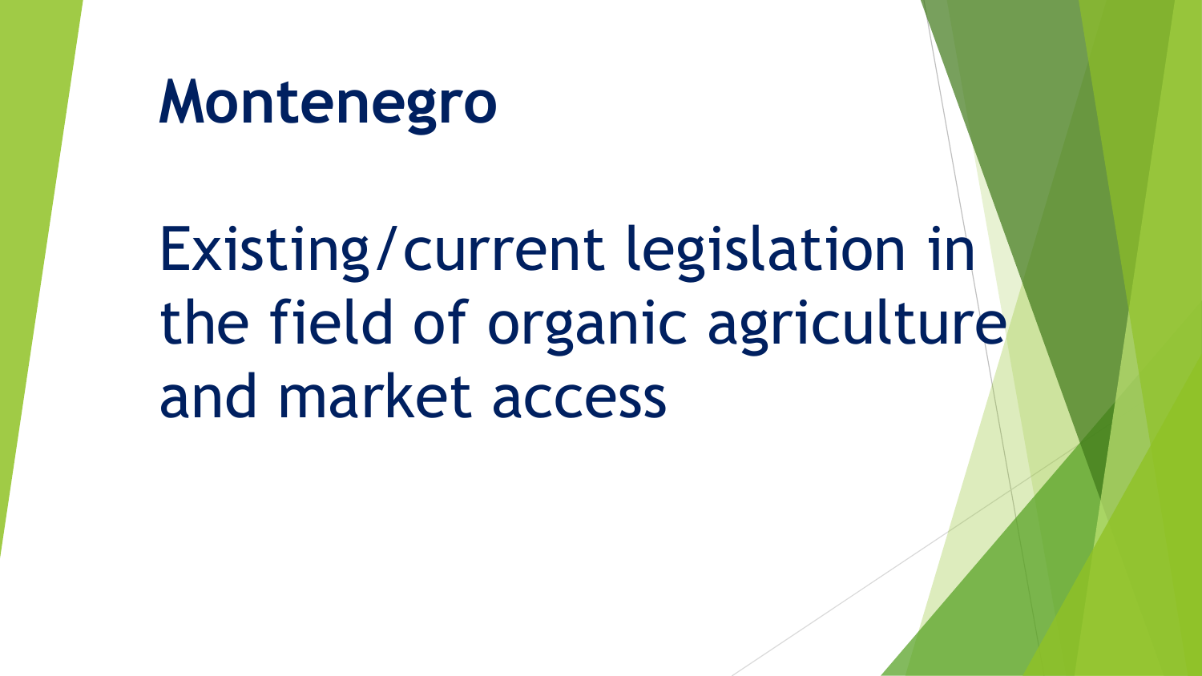# Montenegro

## Existing/current legislation in the field of organic agriculture and market access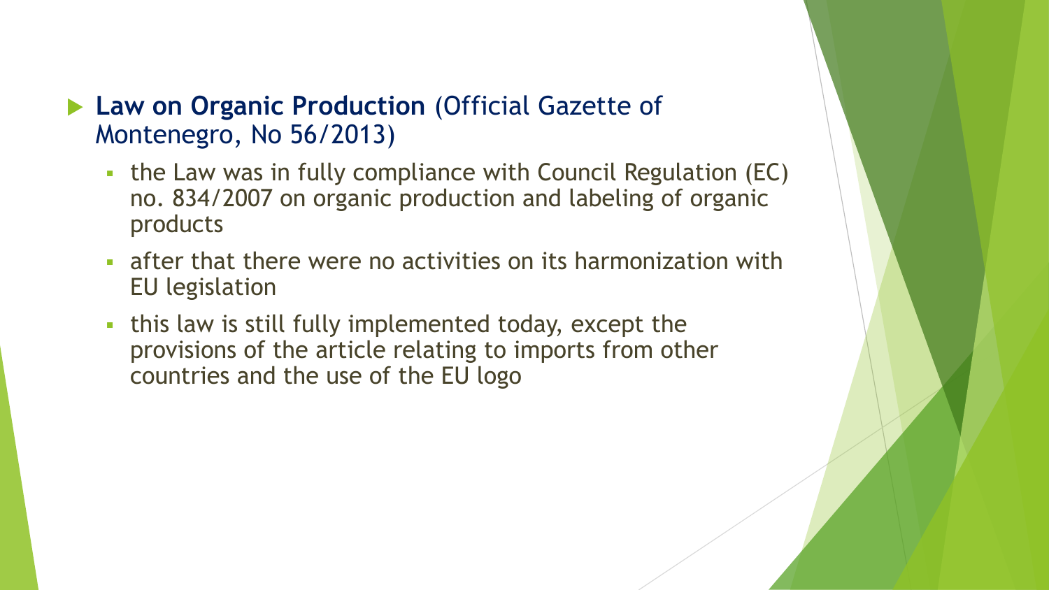- **Law on Organic Production** (Official Gazette of Montenegro, No 56/2013)
  - the Law was in fully compliance with Council Regulation (EC) no. 834/2007 on organic production and labeling of organic products
  - after that there were no activities on its harmonization with EU legislation
  - this law is still fully implemented today, except the provisions of the article relating to imports from other countries and the use of the EU logo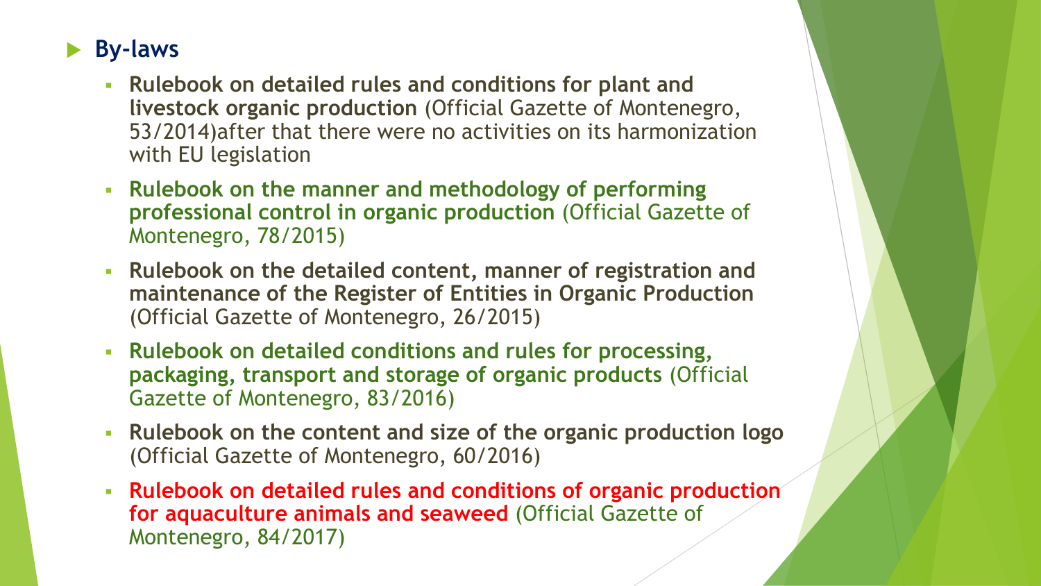- **By-laws**
  - **Rulebook on detailed rules and conditions for plant and livestock organic production** (Official Gazette of Montenegro, 53/2014)after that there were no activities on its harmonization with EU legislation
  - **Rulebook on the manner and methodology of performing professional control in organic production** (Official Gazette of Montenegro, 78/2015)
  - **Rulebook on the detailed content, manner of registration and maintenance of the Register of Entities in Organic Production** (Official Gazette of Montenegro, 26/2015)
  - **Rulebook on detailed conditions and rules for processing, packaging, transport and storage of organic products** (Official Gazette of Montenegro, 83/2016)
  - **Rulebook on the content and size of the organic production logo** (Official Gazette of Montenegro, 60/2016)
  - **Rulebook on detailed rules and conditions of organic production for aquaculture animals and seaweed** (Official Gazette of Montenegro, 84/2017)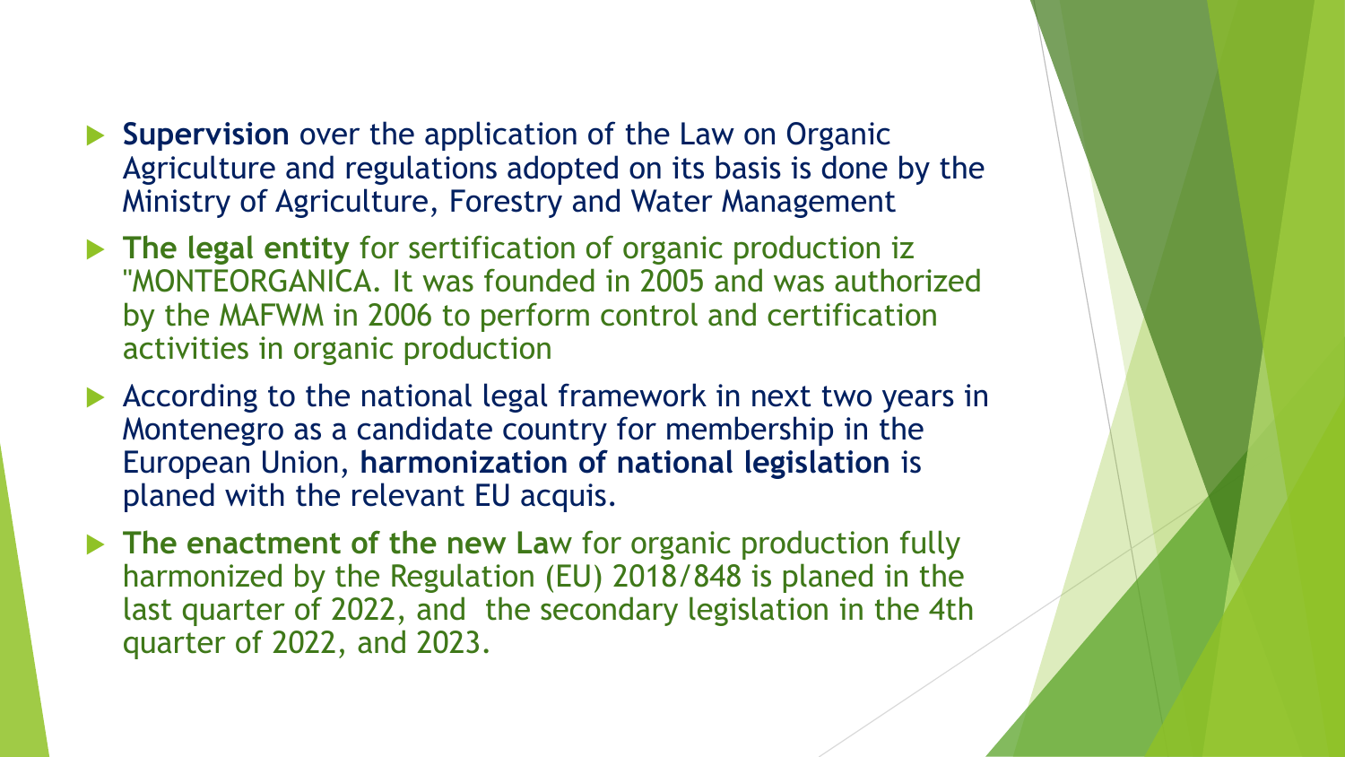- **Supervision** over the application of the Law on Organic Agriculture and regulations adopted on its basis is done by the Ministry of Agriculture, Forestry and Water Management
- **The legal entity** for sertification of organic production iz "MONTEORGANICA. It was founded in 2005 and was authorized by the MAFWM in 2006 to perform control and certification activities in organic production
- According to the national legal framework in next two years in Montenegro as a candidate country for membership in the European Union, **harmonization of national legislation** is planed with the relevant EU acquis.
- **The enactment of the new La**w for organic production fully harmonized by the Regulation (EU) 2018/848 is planed in the last quarter of 2022, and the secondary legislation in the 4th quarter of 2022, and 2023.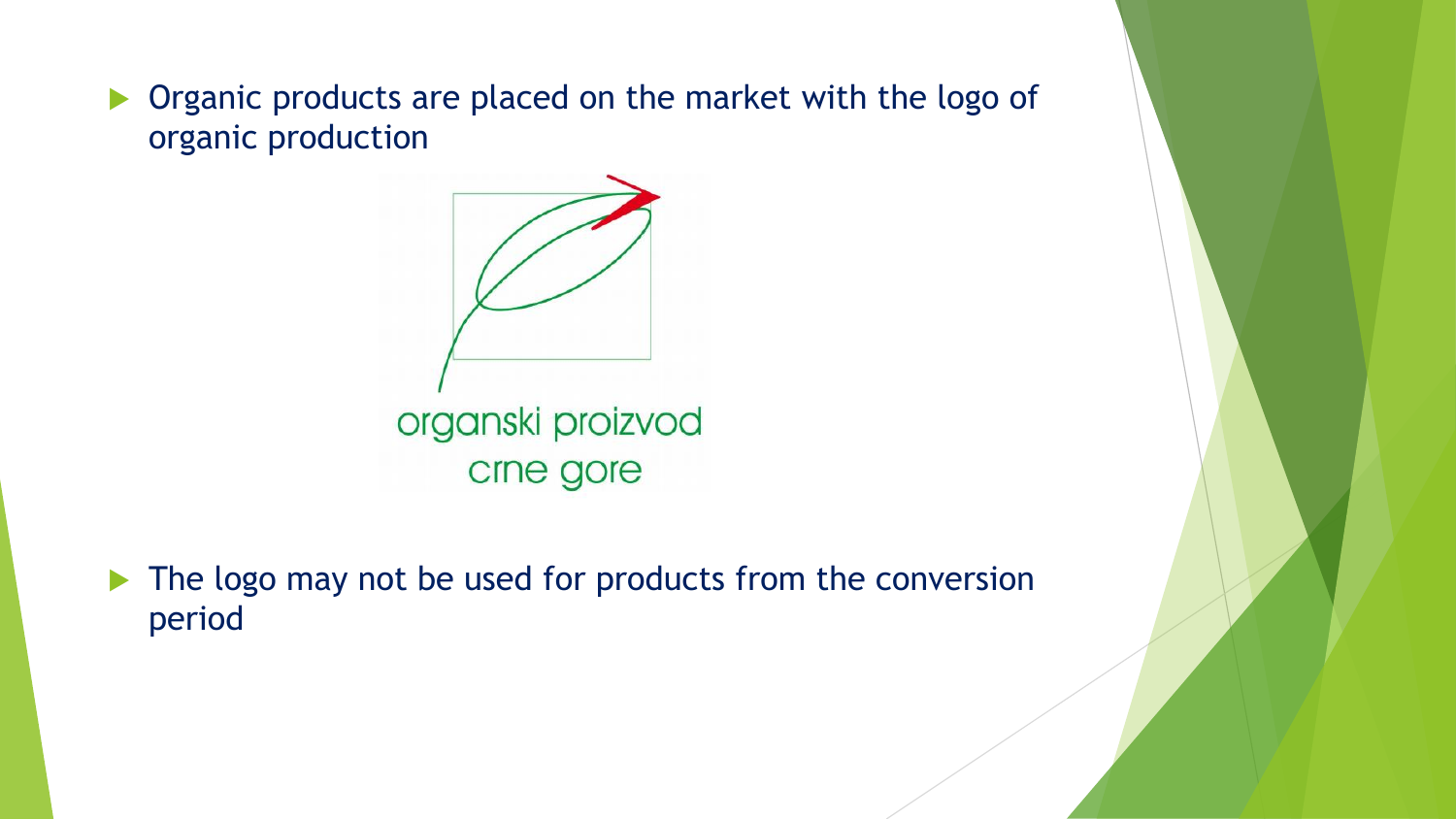- Organic products are placed on the market with the logo of organic production

organski proizvod
crne gore

- The logo may not be used for products from the conversion period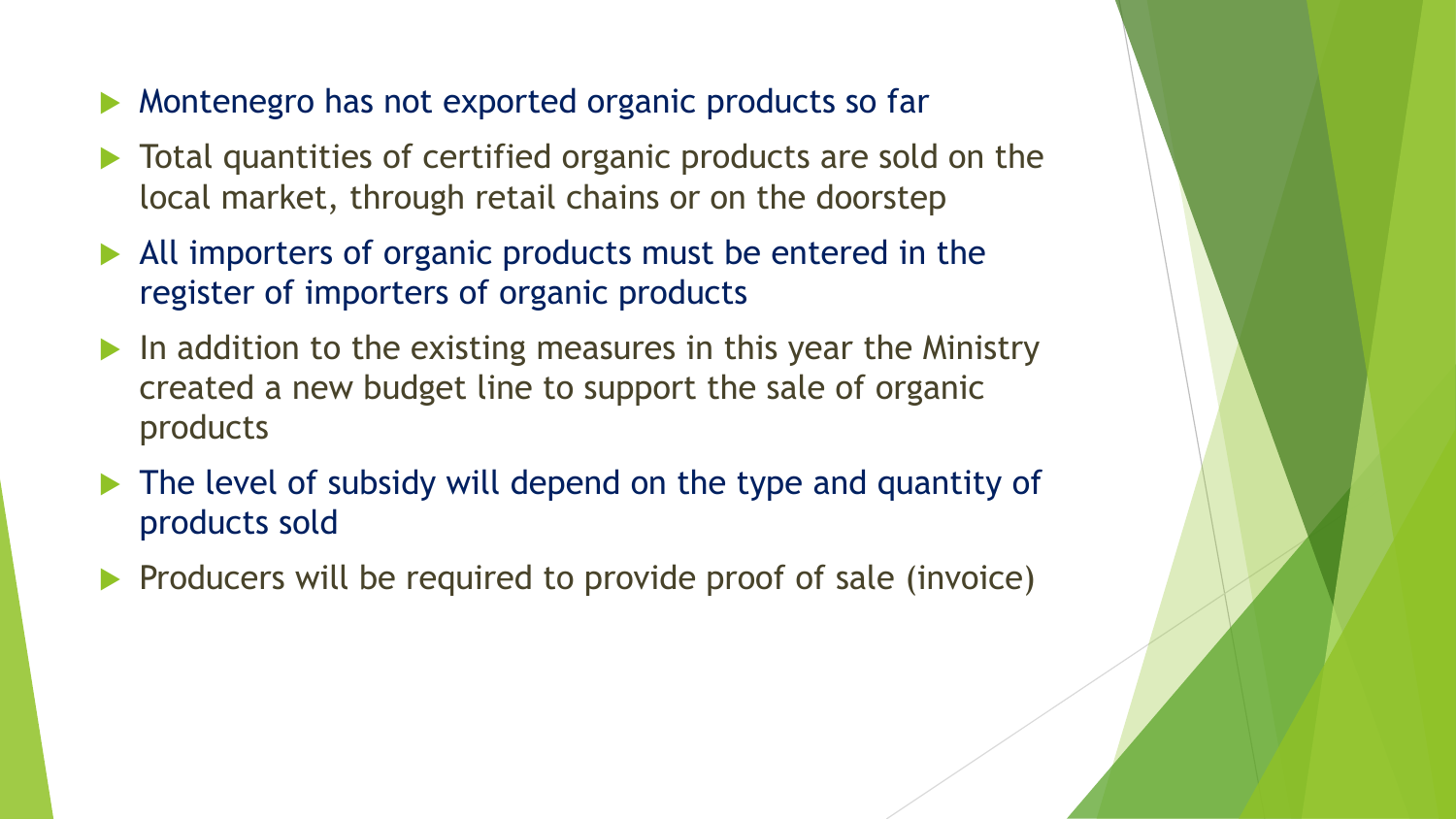- Montenegro has not exported organic products so far
- Total quantities of certified organic products are sold on the local market, through retail chains or on the doorstep
- All importers of organic products must be entered in the register of importers of organic products
- In addition to the existing measures in this year the Ministry created a new budget line to support the sale of organic products
- The level of subsidy will depend on the type and quantity of products sold
- Producers will be required to provide proof of sale (invoice)